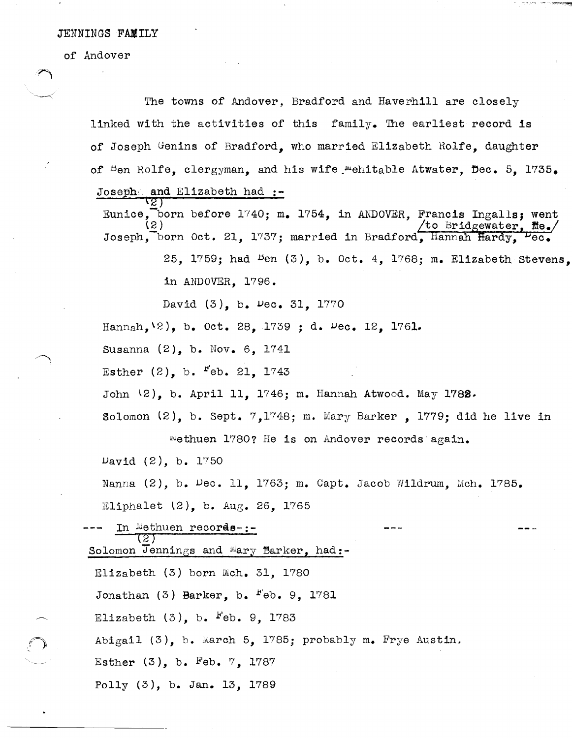JENNINGS FAMILY

of Andover

The towns of Andover, Bradford and Haverhill are closely linked with the activities of this family. The earliest record is of Joseph Genins of Bradford, who married Elizabeth Rolfe, daughter of Ben Rolfe, clergyman, and his wife Mehitable Atwater, Dec. 5, 1735.

Joseph and Elizabeth had :-

Eunice (2), born before 1740; m. 1754, in ANDOVER, Francis Ingalls; went to Bridgewater, Me.

Joseph (2), born Oct. 21, 1737; married in Bradford, Hannah Hardy, Dec. 25, 1759; had Ben (3), b. Oct. 4, 1768; m. Elizabeth Stevens, in ANDOVER, 1796.

David (3), b. Dec. 31, 1770

Hannah (2), b. Oct. 28, 1739 ; d. Dec. 12, 1761.

Susanna (2), b. Nov. 6, 1741

Esther (2), b. Feb. 21, 1743

John (2), b. April 11, 1746; m. Hannah Atwood. May 1782.

Solomon (2), b. Sept. 7,1748; m. Mary Barker , 1779; did he live in Methuen 1780? He is on Andover records again.

David (2), b. 1750

Nanna (2), b. Dec. 11, 1763; m. Capt. Jacob Wildrum, Mch. 1785.

Eliphalet (2), b. Aug. 26, 1765

--- In Methuen records-:- --- ---

Solomon Jennings (2) and Mary Barker, had:-

Elizabeth (3) born Mch. 31, 1780

Jonathan (3) Barker, b. Feb. 9, 1781

Elizabeth (3), b. Feb. 9, 1783

Abigail (3), b. March 5, 1785; probably m. Frye Austin.

Esther (3), b. Feb. 7, 1787

Polly (3), b. Jan. 13, 1789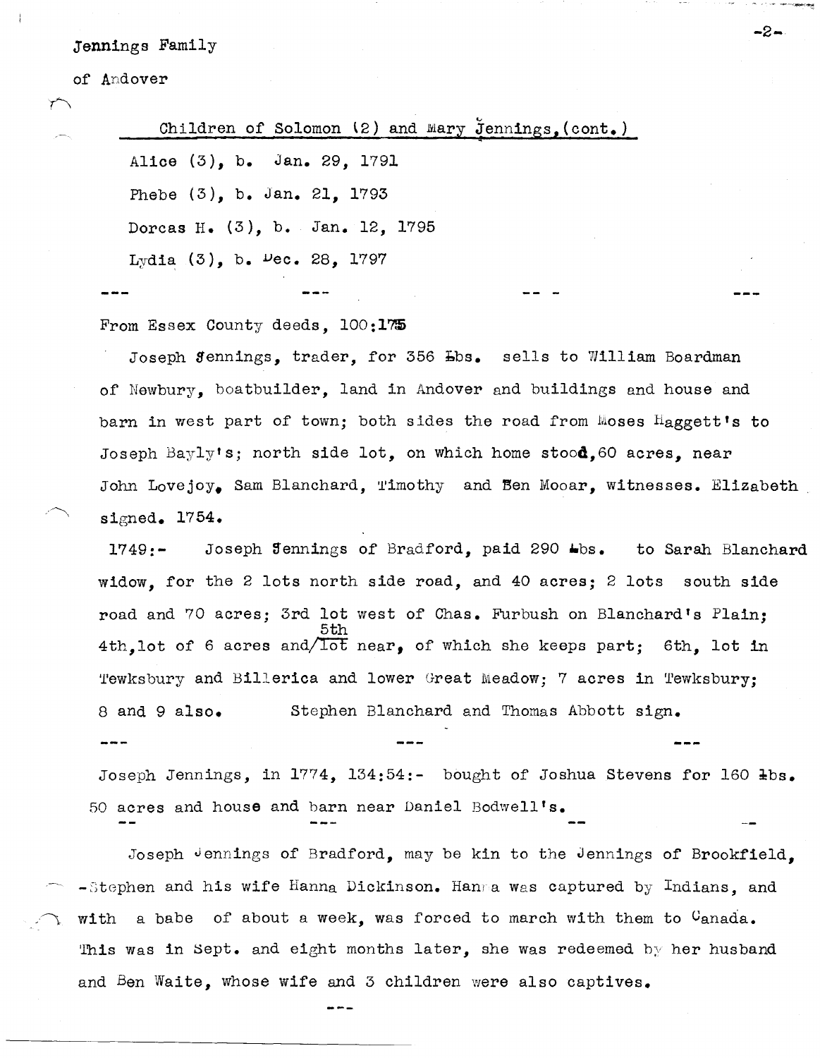Jennings Family

of Andover

Children of Solomon (2) and Mary Jennings, (cont.)

Alice (3), b. Jan. 29, 1791

Phebe (3), b. Jan. 21, 1793

Dorcas H. (3), b. Jan. 12, 1795

Lydia (3), b. Dec. 28, 1797

--- --- -- - ---

From Essex County deeds, 100:175

Joseph Jennings, trader, for 356 lbs. sells to William Boardman of Newbury, boatbuilder, land in Andover and buildings and house and barn in west part of town; both sides the road from Moses Haggett's to Joseph Bayly's; north side lot, on which home stood, 60 acres, near John Lovejoy, Sam Blanchard, Timothy and Ben Mooar, witnesses. Elizabeth signed. 1754.

1749:- Joseph Jennings of Bradford, paid 290 lbs. to Sarah Blanchard widow, for the 2 lots north side road, and 40 acres; 2 lots south side road and 70 acres; 3rd lot west of Chas. Furbush on Blanchard's Plain; 4th, lot of 6 acres and 5th lot near, of which she keeps part; 6th, lot in Tewksbury and Billerica and lower Great Meadow; 7 acres in Tewksbury; 8 and 9 also. Stephen Blanchard and Thomas Abbott sign.

--- --- ---

Joseph Jennings, in 1774, 134:54:- bought of Joshua Stevens for 160 lbs. 50 acres and house and barn near Daniel Bodwell's.

-- --- -- --

Joseph Jennings of Bradford, may be kin to the Jennings of Brookfield, -Stephen and his wife Hanna Dickinson. Hanna was captured by Indians, and with a babe of about a week, was forced to march with them to Canada. This was in Sept. and eight months later, she was redeemed by her husband and Ben Waite, whose wife and 3 children were also captives.

---